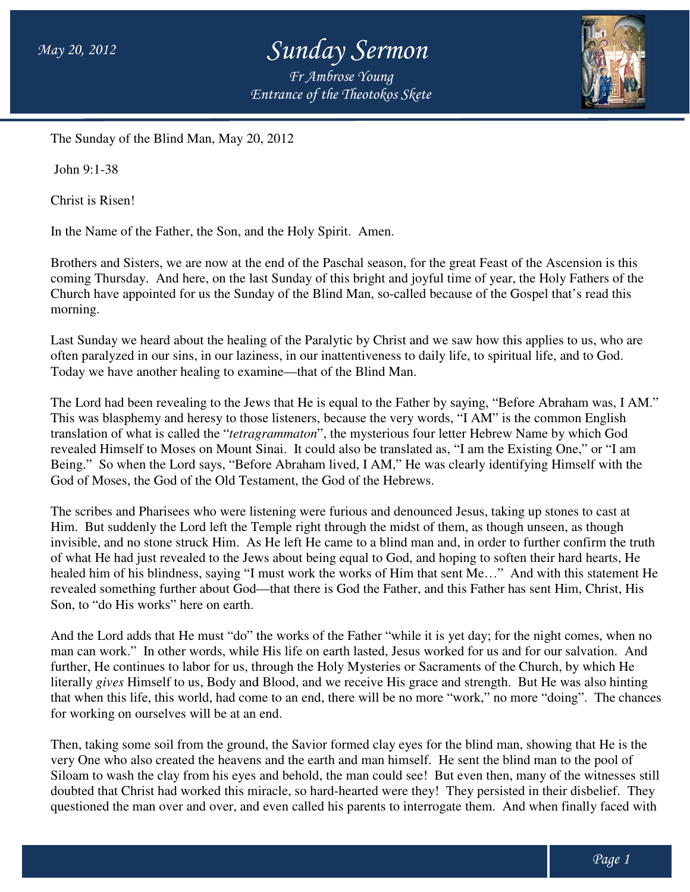# Sunday Sermon

*Fr Ambrose Young*
*Entrance of the Theotokos Skete*

May 20, 2012

The Sunday of the Blind Man, May 20, 2012

John 9:1-38

Christ is Risen!

In the Name of the Father, the Son, and the Holy Spirit. Amen.

Brothers and Sisters, we are now at the end of the Paschal season, for the great Feast of the Ascension is this coming Thursday. And here, on the last Sunday of this bright and joyful time of year, the Holy Fathers of the Church have appointed for us the Sunday of the Blind Man, so-called because of the Gospel that's read this morning.

Last Sunday we heard about the healing of the Paralytic by Christ and we saw how this applies to us, who are often paralyzed in our sins, in our laziness, in our inattentiveness to daily life, to spiritual life, and to God. Today we have another healing to examine—that of the Blind Man.

The Lord had been revealing to the Jews that He is equal to the Father by saying, "Before Abraham was, I AM." This was blasphemy and heresy to those listeners, because the very words, "I AM" is the common English translation of what is called the "*tetragrammaton*", the mysterious four letter Hebrew Name by which God revealed Himself to Moses on Mount Sinai. It could also be translated as, "I am the Existing One," or "I am Being." So when the Lord says, "Before Abraham lived, I AM," He was clearly identifying Himself with the God of Moses, the God of the Old Testament, the God of the Hebrews.

The scribes and Pharisees who were listening were furious and denounced Jesus, taking up stones to cast at Him. But suddenly the Lord left the Temple right through the midst of them, as though unseen, as though invisible, and no stone struck Him. As He left He came to a blind man and, in order to further confirm the truth of what He had just revealed to the Jews about being equal to God, and hoping to soften their hard hearts, He healed him of his blindness, saying "I must work the works of Him that sent Me…" And with this statement He revealed something further about God—that there is God the Father, and this Father has sent Him, Christ, His Son, to "do His works" here on earth.

And the Lord adds that He must "do" the works of the Father "while it is yet day; for the night comes, when no man can work." In other words, while His life on earth lasted, Jesus worked for us and for our salvation. And further, He continues to labor for us, through the Holy Mysteries or Sacraments of the Church, by which He literally *gives* Himself to us, Body and Blood, and we receive His grace and strength. But He was also hinting that when this life, this world, had come to an end, there will be no more "work," no more "doing". The chances for working on ourselves will be at an end.

Then, taking some soil from the ground, the Savior formed clay eyes for the blind man, showing that He is the very One who also created the heavens and the earth and man himself. He sent the blind man to the pool of Siloam to wash the clay from his eyes and behold, the man could see! But even then, many of the witnesses still doubted that Christ had worked this miracle, so hard-hearted were they! They persisted in their disbelief. They questioned the man over and over, and even called his parents to interrogate them. And when finally faced with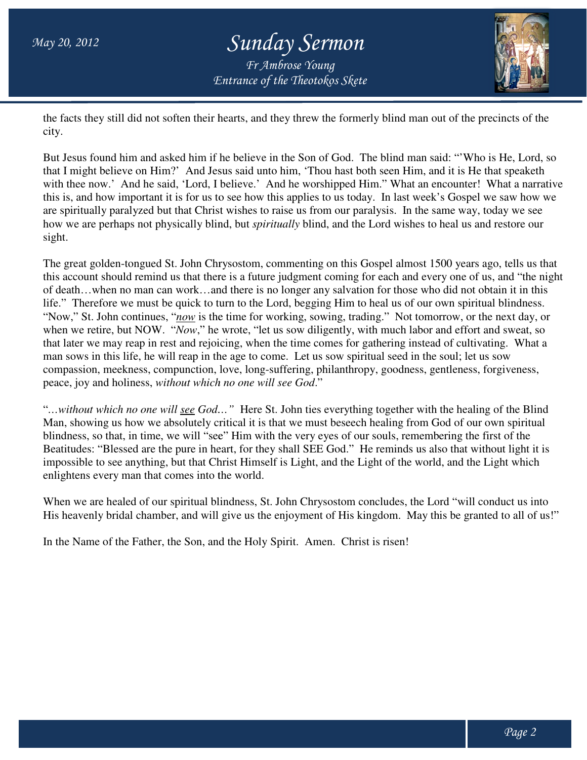the facts they still did not soften their hearts, and they threw the formerly blind man out of the precincts of the city.

But Jesus found him and asked him if he believe in the Son of God. The blind man said: "'Who is He, Lord, so that I might believe on Him?' And Jesus said unto him, 'Thou hast both seen Him, and it is He that speaketh with thee now.' And he said, 'Lord, I believe.' And he worshipped Him." What an encounter! What a narrative this is, and how important it is for us to see how this applies to us today. In last week's Gospel we saw how we are spiritually paralyzed but that Christ wishes to raise us from our paralysis. In the same way, today we see how we are perhaps not physically blind, but *spiritually* blind, and the Lord wishes to heal us and restore our sight.

The great golden-tongued St. John Chrysostom, commenting on this Gospel almost 1500 years ago, tells us that this account should remind us that there is a future judgment coming for each and every one of us, and "the night of death…when no man can work…and there is no longer any salvation for those who did not obtain it in this life." Therefore we must be quick to turn to the Lord, begging Him to heal us of our own spiritual blindness. "Now," St. John continues, "*<u>now</u>* is the time for working, sowing, trading." Not tomorrow, or the next day, or when we retire, but NOW. "*Now*," he wrote, "let us sow diligently, with much labor and effort and sweat, so that later we may reap in rest and rejoicing, when the time comes for gathering instead of cultivating. What a man sows in this life, he will reap in the age to come. Let us sow spiritual seed in the soul; let us sow compassion, meekness, compunction, love, long-suffering, philanthropy, goodness, gentleness, forgiveness, peace, joy and holiness, *without which no one will see God*."

"*…without which no one will <u>see</u> God…"* Here St. John ties everything together with the healing of the Blind Man, showing us how we absolutely critical it is that we must beseech healing from God of our own spiritual blindness, so that, in time, we will "see" Him with the very eyes of our souls, remembering the first of the Beatitudes: "Blessed are the pure in heart, for they shall SEE God." He reminds us also that without light it is impossible to see anything, but that Christ Himself is Light, and the Light of the world, and the Light which enlightens every man that comes into the world.

When we are healed of our spiritual blindness, St. John Chrysostom concludes, the Lord "will conduct us into His heavenly bridal chamber, and will give us the enjoyment of His kingdom. May this be granted to all of us!"

In the Name of the Father, the Son, and the Holy Spirit. Amen. Christ is risen!